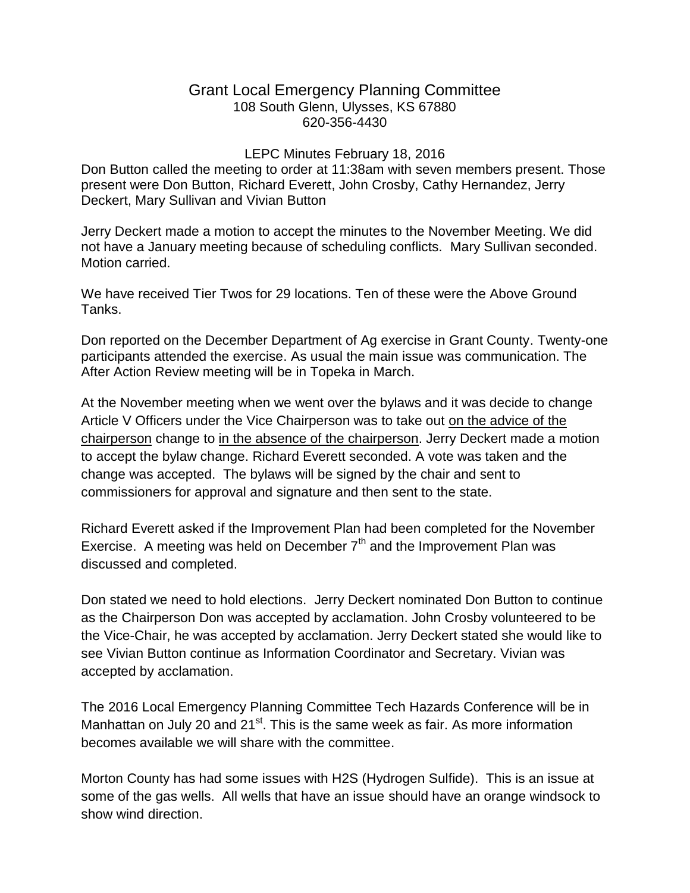# Grant Local Emergency Planning Committee

108 South Glenn, Ulysses, KS 67880
620-356-4430

LEPC Minutes February 18, 2016

Don Button called the meeting to order at 11:38am with seven members present. Those present were Don Button, Richard Everett, John Crosby, Cathy Hernandez, Jerry Deckert, Mary Sullivan and Vivian Button

Jerry Deckert made a motion to accept the minutes to the November Meeting. We did not have a January meeting because of scheduling conflicts. Mary Sullivan seconded. Motion carried.

We have received Tier Twos for 29 locations. Ten of these were the Above Ground Tanks.

Don reported on the December Department of Ag exercise in Grant County. Twenty-one participants attended the exercise. As usual the main issue was communication. The After Action Review meeting will be in Topeka in March.

At the November meeting when we went over the bylaws and it was decide to change Article V Officers under the Vice Chairperson was to take out <u>on the advice of the chairperson</u> change to <u>in the absence of the chairperson</u>. Jerry Deckert made a motion to accept the bylaw change. Richard Everett seconded. A vote was taken and the change was accepted. The bylaws will be signed by the chair and sent to commissioners for approval and signature and then sent to the state.

Richard Everett asked if the Improvement Plan had been completed for the November Exercise. A meeting was held on December 7th and the Improvement Plan was discussed and completed.

Don stated we need to hold elections. Jerry Deckert nominated Don Button to continue as the Chairperson Don was accepted by acclamation. John Crosby volunteered to be the Vice-Chair, he was accepted by acclamation. Jerry Deckert stated she would like to see Vivian Button continue as Information Coordinator and Secretary. Vivian was accepted by acclamation.

The 2016 Local Emergency Planning Committee Tech Hazards Conference will be in Manhattan on July 20 and 21st. This is the same week as fair. As more information becomes available we will share with the committee.

Morton County has had some issues with H2S (Hydrogen Sulfide). This is an issue at some of the gas wells. All wells that have an issue should have an orange windsock to show wind direction.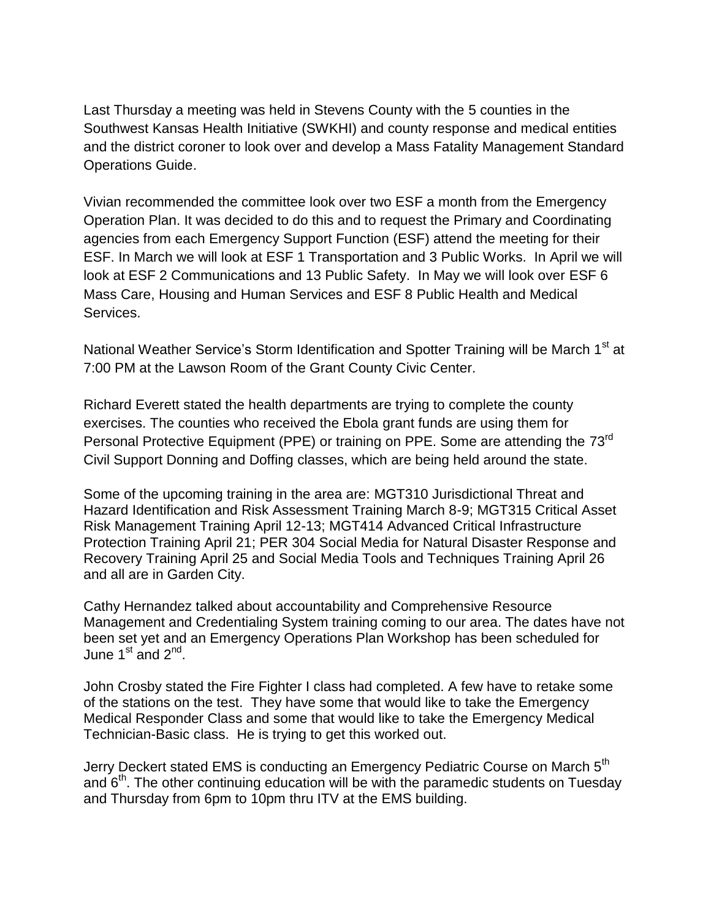Last Thursday a meeting was held in Stevens County with the 5 counties in the Southwest Kansas Health Initiative (SWKHI) and county response and medical entities and the district coroner to look over and develop a Mass Fatality Management Standard Operations Guide.

Vivian recommended the committee look over two ESF a month from the Emergency Operation Plan. It was decided to do this and to request the Primary and Coordinating agencies from each Emergency Support Function (ESF) attend the meeting for their ESF. In March we will look at ESF 1 Transportation and 3 Public Works. In April we will look at ESF 2 Communications and 13 Public Safety. In May we will look over ESF 6 Mass Care, Housing and Human Services and ESF 8 Public Health and Medical Services.

National Weather Service's Storm Identification and Spotter Training will be March 1st at 7:00 PM at the Lawson Room of the Grant County Civic Center.

Richard Everett stated the health departments are trying to complete the county exercises. The counties who received the Ebola grant funds are using them for Personal Protective Equipment (PPE) or training on PPE. Some are attending the 73rd Civil Support Donning and Doffing classes, which are being held around the state.

Some of the upcoming training in the area are: MGT310 Jurisdictional Threat and Hazard Identification and Risk Assessment Training March 8-9; MGT315 Critical Asset Risk Management Training April 12-13; MGT414 Advanced Critical Infrastructure Protection Training April 21; PER 304 Social Media for Natural Disaster Response and Recovery Training April 25 and Social Media Tools and Techniques Training April 26 and all are in Garden City.

Cathy Hernandez talked about accountability and Comprehensive Resource Management and Credentialing System training coming to our area. The dates have not been set yet and an Emergency Operations Plan Workshop has been scheduled for June 1st and 2nd.

John Crosby stated the Fire Fighter I class had completed. A few have to retake some of the stations on the test. They have some that would like to take the Emergency Medical Responder Class and some that would like to take the Emergency Medical Technician-Basic class. He is trying to get this worked out.

Jerry Deckert stated EMS is conducting an Emergency Pediatric Course on March 5th and 6th. The other continuing education will be with the paramedic students on Tuesday and Thursday from 6pm to 10pm thru ITV at the EMS building.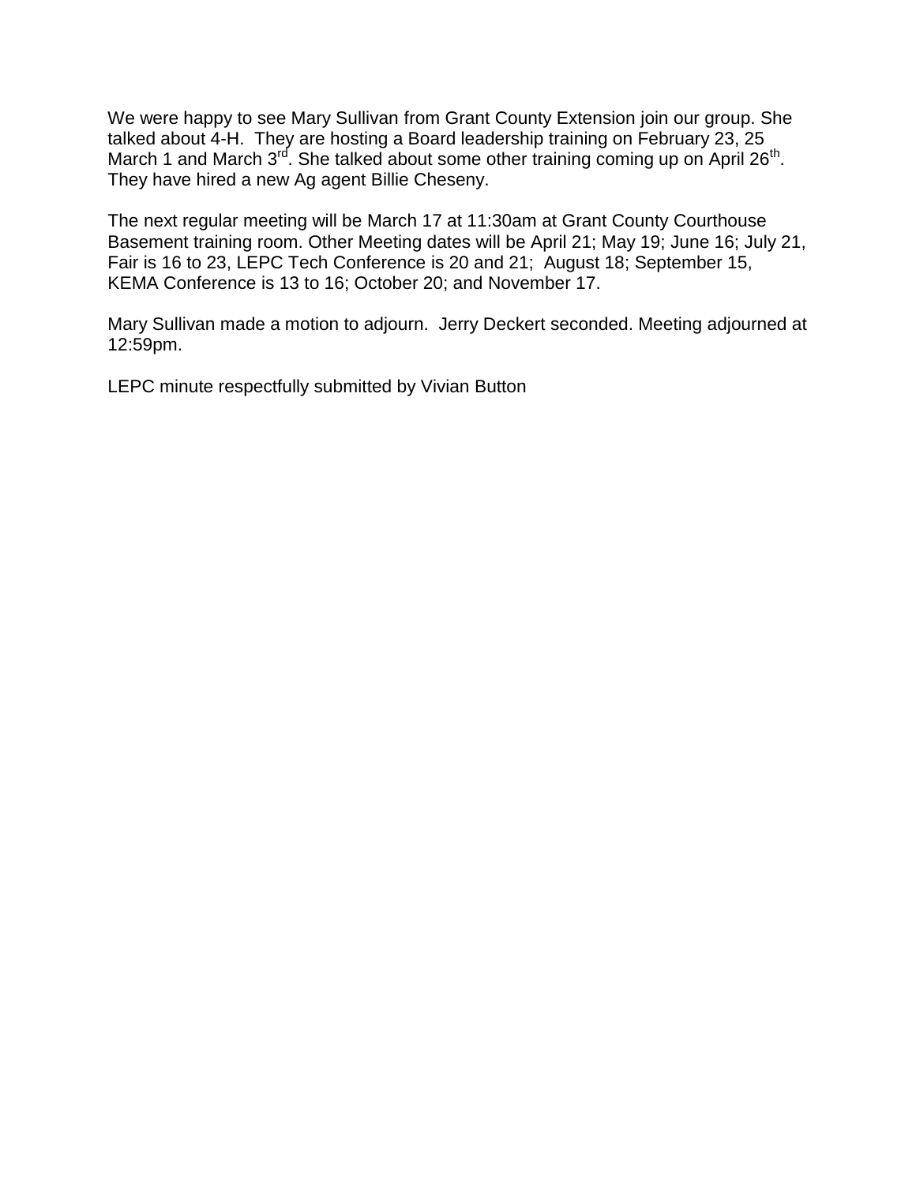We were happy to see Mary Sullivan from Grant County Extension join our group. She talked about 4-H. They are hosting a Board leadership training on February 23, 25 March 1 and March 3rd. She talked about some other training coming up on April 26th. They have hired a new Ag agent Billie Cheseny.

The next regular meeting will be March 17 at 11:30am at Grant County Courthouse Basement training room. Other Meeting dates will be April 21; May 19; June 16; July 21, Fair is 16 to 23, LEPC Tech Conference is 20 and 21; August 18; September 15, KEMA Conference is 13 to 16; October 20; and November 17.

Mary Sullivan made a motion to adjourn. Jerry Deckert seconded. Meeting adjourned at 12:59pm.

LEPC minute respectfully submitted by Vivian Button